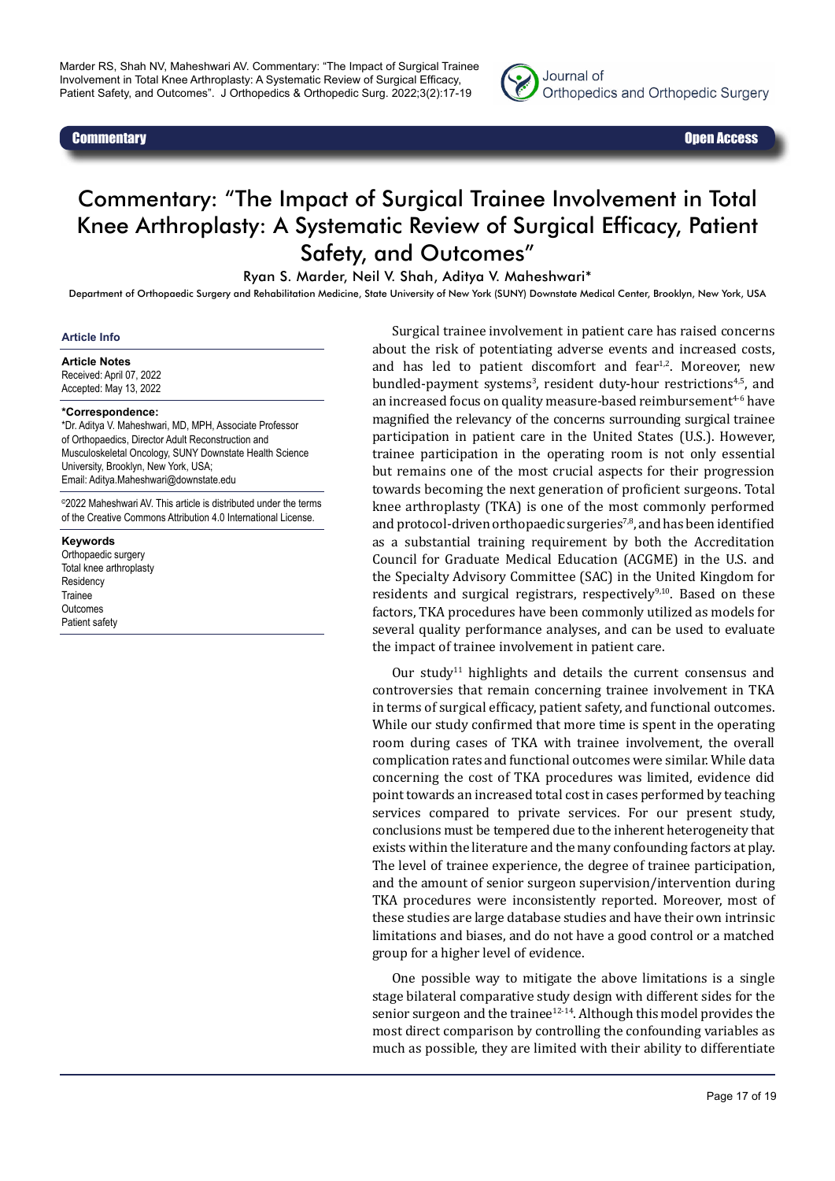**Commentary** **Open Access**

# Commentary: "The Impact of Surgical Trainee Involvement in Total Knee Arthroplasty: A Systematic Review of Surgical Efficacy, Patient Safety, and Outcomes"

Ryan S. Marder, Neil V. Shah, Aditya V. Maheshwari*

Department of Orthopaedic Surgery and Rehabilitation Medicine, State University of New York (SUNY) Downstate Medical Center, Brooklyn, New York, USA

**Article Info**

**Article Notes**
Received: April 07, 2022
Accepted: May 13, 2022

**\*Correspondence:**
\*Dr. Aditya V. Maheshwari, MD, MPH, Associate Professor of Orthopaedics, Director Adult Reconstruction and Musculoskeletal Oncology, SUNY Downstate Health Science University, Brooklyn, New York, USA;
Email: Aditya.Maheshwari@downstate.edu

©2022 Maheshwari AV. This article is distributed under the terms of the Creative Commons Attribution 4.0 International License.

**Keywords**
Orthopaedic surgery
Total knee arthroplasty
Residency
Trainee
Outcomes
Patient safety

Surgical trainee involvement in patient care has raised concerns about the risk of potentiating adverse events and increased costs, and has led to patient discomfort and fear[1,2]. Moreover, new bundled-payment systems[3], resident duty-hour restrictions[4,5], and an increased focus on quality measure-based reimbursement[4-6] have magnified the relevancy of the concerns surrounding surgical trainee participation in patient care in the United States (U.S.). However, trainee participation in the operating room is not only essential but remains one of the most crucial aspects for their progression towards becoming the next generation of proficient surgeons. Total knee arthroplasty (TKA) is one of the most commonly performed and protocol-driven orthopaedic surgeries[7,8], and has been identified as a substantial training requirement by both the Accreditation Council for Graduate Medical Education (ACGME) in the U.S. and the Specialty Advisory Committee (SAC) in the United Kingdom for residents and surgical registrars, respectively[9,10]. Based on these factors, TKA procedures have been commonly utilized as models for several quality performance analyses, and can be used to evaluate the impact of trainee involvement in patient care.

Our study[11] highlights and details the current consensus and controversies that remain concerning trainee involvement in TKA in terms of surgical efficacy, patient safety, and functional outcomes. While our study confirmed that more time is spent in the operating room during cases of TKA with trainee involvement, the overall complication rates and functional outcomes were similar. While data concerning the cost of TKA procedures was limited, evidence did point towards an increased total cost in cases performed by teaching services compared to private services. For our present study, conclusions must be tempered due to the inherent heterogeneity that exists within the literature and the many confounding factors at play. The level of trainee experience, the degree of trainee participation, and the amount of senior surgeon supervision/intervention during TKA procedures were inconsistently reported. Moreover, most of these studies are large database studies and have their own intrinsic limitations and biases, and do not have a good control or a matched group for a higher level of evidence.

One possible way to mitigate the above limitations is a single stage bilateral comparative study design with different sides for the senior surgeon and the trainee[12-14]. Although this model provides the most direct comparison by controlling the confounding variables as much as possible, they are limited with their ability to differentiate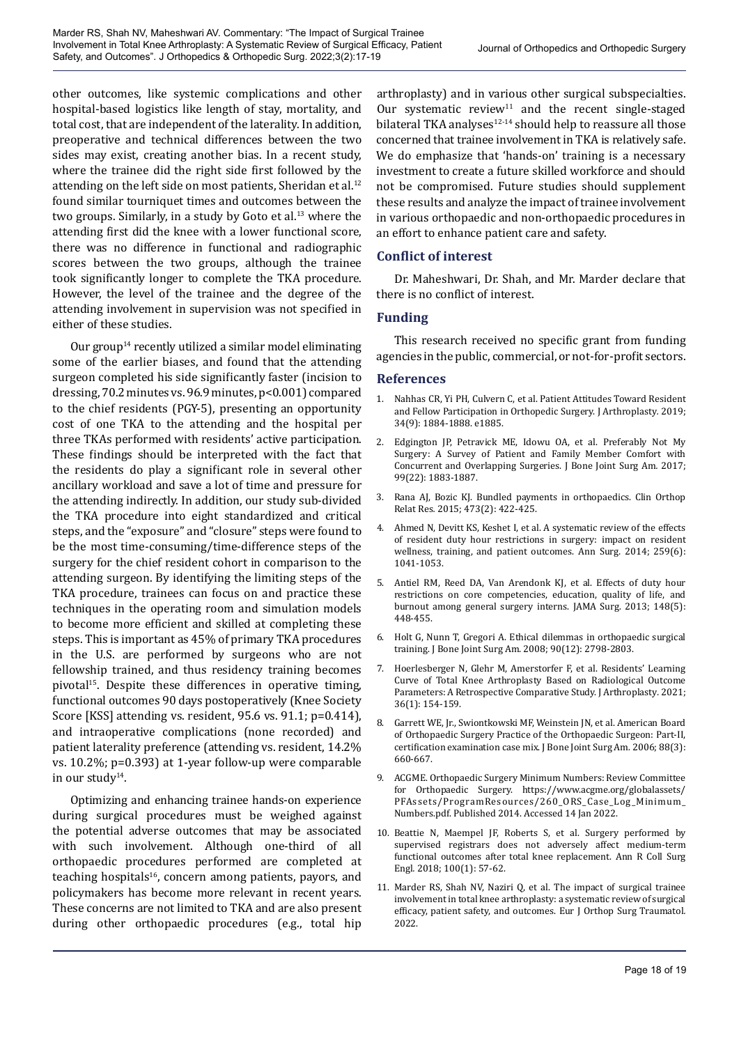other outcomes, like systemic complications and other hospital-based logistics like length of stay, mortality, and total cost, that are independent of the laterality. In addition, preoperative and technical differences between the two sides may exist, creating another bias. In a recent study, where the trainee did the right side first followed by the attending on the left side on most patients, Sheridan et al.[12] found similar tourniquet times and outcomes between the two groups. Similarly, in a study by Goto et al.[13] where the attending first did the knee with a lower functional score, there was no difference in functional and radiographic scores between the two groups, although the trainee took significantly longer to complete the TKA procedure. However, the level of the trainee and the degree of the attending involvement in supervision was not specified in either of these studies.

Our group[14] recently utilized a similar model eliminating some of the earlier biases, and found that the attending surgeon completed his side significantly faster (incision to dressing, 70.2 minutes vs. 96.9 minutes, p<0.001) compared to the chief residents (PGY-5), presenting an opportunity cost of one TKA to the attending and the hospital per three TKAs performed with residents' active participation. These findings should be interpreted with the fact that the residents do play a significant role in several other ancillary workload and save a lot of time and pressure for the attending indirectly. In addition, our study sub-divided the TKA procedure into eight standardized and critical steps, and the "exposure" and "closure" steps were found to be the most time-consuming/time-difference steps of the surgery for the chief resident cohort in comparison to the attending surgeon. By identifying the limiting steps of the TKA procedure, trainees can focus on and practice these techniques in the operating room and simulation models to become more efficient and skilled at completing these steps. This is important as 45% of primary TKA procedures in the U.S. are performed by surgeons who are not fellowship trained, and thus residency training becomes pivotal[15]. Despite these differences in operative timing, functional outcomes 90 days postoperatively (Knee Society Score [KSS] attending vs. resident, 95.6 vs. 91.1; p=0.414), and intraoperative complications (none recorded) and patient laterality preference (attending vs. resident, 14.2% vs. 10.2%; p=0.393) at 1-year follow-up were comparable in our study[14].

Optimizing and enhancing trainee hands-on experience during surgical procedures must be weighed against the potential adverse outcomes that may be associated with such involvement. Although one-third of all orthopaedic procedures performed are completed at teaching hospitals[16], concern among patients, payors, and policymakers has become more relevant in recent years. These concerns are not limited to TKA and are also present during other orthopaedic procedures (e.g., total hip arthroplasty) and in various other surgical subspecialties. Our systematic review[11] and the recent single-staged bilateral TKA analyses[12-14] should help to reassure all those concerned that trainee involvement in TKA is relatively safe. We do emphasize that 'hands-on' training is a necessary investment to create a future skilled workforce and should not be compromised. Future studies should supplement these results and analyze the impact of trainee involvement in various orthopaedic and non-orthopaedic procedures in an effort to enhance patient care and safety.

## Conflict of interest

Dr. Maheshwari, Dr. Shah, and Mr. Marder declare that there is no conflict of interest.

## Funding

This research received no specific grant from funding agencies in the public, commercial, or not-for-profit sectors.

## References

1. Nahhas CR, Yi PH, Culvern C, et al. Patient Attitudes Toward Resident and Fellow Participation in Orthopedic Surgery. J Arthroplasty. 2019; 34(9): 1884-1888. e1885.
2. Edgington JP, Petravick ME, Idowu OA, et al. Preferably Not My Surgery: A Survey of Patient and Family Member Comfort with Concurrent and Overlapping Surgeries. J Bone Joint Surg Am. 2017; 99(22): 1883-1887.
3. Rana AJ, Bozic KJ. Bundled payments in orthopaedics. Clin Orthop Relat Res. 2015; 473(2): 422-425.
4. Ahmed N, Devitt KS, Keshet I, et al. A systematic review of the effects of resident duty hour restrictions in surgery: impact on resident wellness, training, and patient outcomes. Ann Surg. 2014; 259(6): 1041-1053.
5. Antiel RM, Reed DA, Van Arendonk KJ, et al. Effects of duty hour restrictions on core competencies, education, quality of life, and burnout among general surgery interns. JAMA Surg. 2013; 148(5): 448-455.
6. Holt G, Nunn T, Gregori A. Ethical dilemmas in orthopaedic surgical training. J Bone Joint Surg Am. 2008; 90(12): 2798-2803.
7. Hoerlesberger N, Glehr M, Amerstorfer F, et al. Residents' Learning Curve of Total Knee Arthroplasty Based on Radiological Outcome Parameters: A Retrospective Comparative Study. J Arthroplasty. 2021; 36(1): 154-159.
8. Garrett WE, Jr., Swiontkowski MF, Weinstein JN, et al. American Board of Orthopaedic Surgery Practice of the Orthopaedic Surgeon: Part-II, certification examination case mix. J Bone Joint Surg Am. 2006; 88(3): 660-667.
9. ACGME. Orthopaedic Surgery Minimum Numbers: Review Committee for Orthopaedic Surgery. https://www.acgme.org/globalassets/PFAssets/ProgramResources/260_ORS_Case_Log_Minimum_Numbers.pdf. Published 2014. Accessed 14 Jan 2022.
10. Beattie N, Maempel JF, Roberts S, et al. Surgery performed by supervised registrars does not adversely affect medium-term functional outcomes after total knee replacement. Ann R Coll Surg Engl. 2018; 100(1): 57-62.
11. Marder RS, Shah NV, Naziri Q, et al. The impact of surgical trainee involvement in total knee arthroplasty: a systematic review of surgical efficacy, patient safety, and outcomes. Eur J Orthop Surg Traumatol. 2022.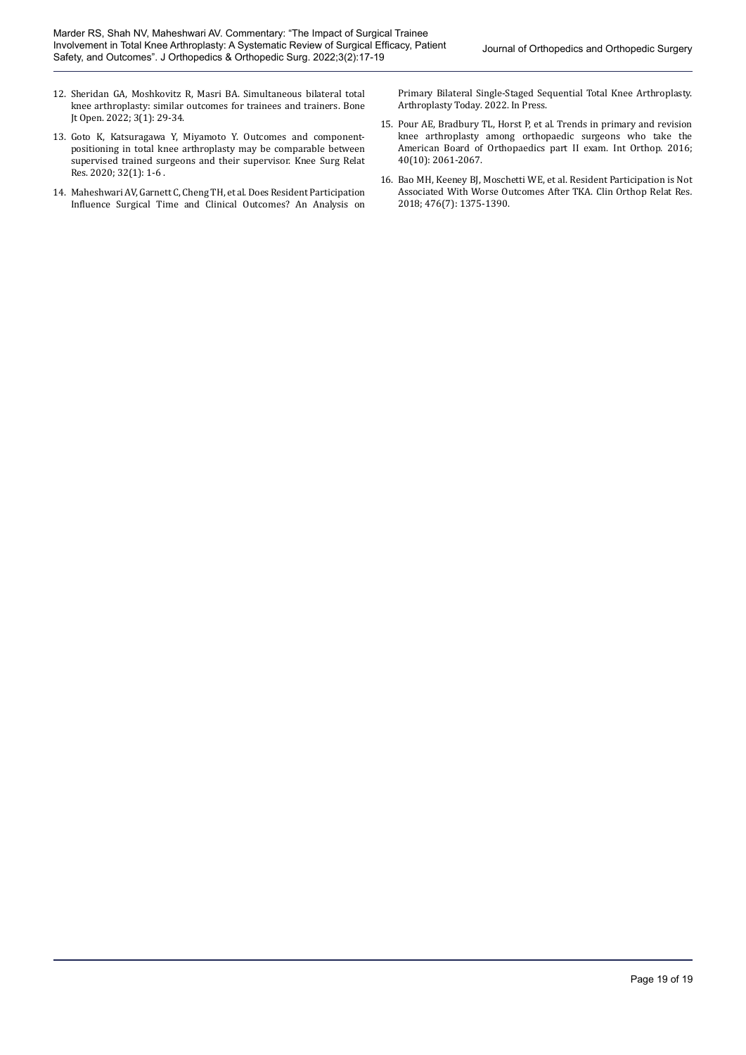12. Sheridan GA, Moshkovitz R, Masri BA. Simultaneous bilateral total knee arthroplasty: similar outcomes for trainees and trainers. Bone Jt Open. 2022; 3(1): 29-34.

13. Goto K, Katsuragawa Y, Miyamoto Y. Outcomes and component-positioning in total knee arthroplasty may be comparable between supervised trained surgeons and their supervisor. Knee Surg Relat Res. 2020; 32(1): 1-6 .

14. Maheshwari AV, Garnett C, Cheng TH, et al. Does Resident Participation Influence Surgical Time and Clinical Outcomes? An Analysis on Primary Bilateral Single-Staged Sequential Total Knee Arthroplasty. Arthroplasty Today. 2022. In Press.

15. Pour AE, Bradbury TL, Horst P, et al. Trends in primary and revision knee arthroplasty among orthopaedic surgeons who take the American Board of Orthopaedics part II exam. Int Orthop. 2016; 40(10): 2061-2067.

16. Bao MH, Keeney BJ, Moschetti WE, et al. Resident Participation is Not Associated With Worse Outcomes After TKA. Clin Orthop Relat Res. 2018; 476(7): 1375-1390.